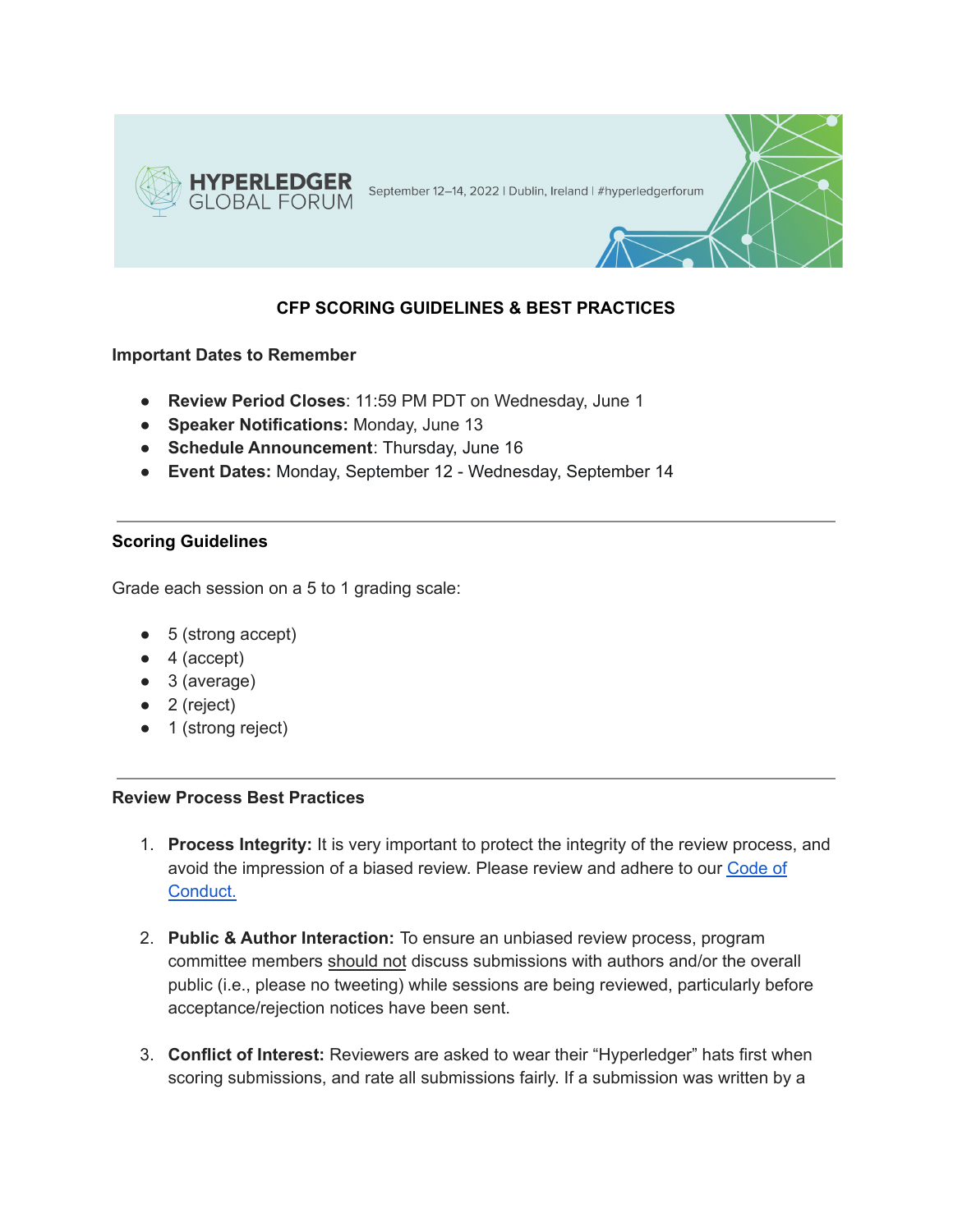HYPERLEDGER GLOBAL FORUM September 12–14, 2022 | Dublin, Ireland | #hyperledgerforum

## CFP SCORING GUIDELINES & BEST PRACTICES

### Important Dates to Remember

- **Review Period Closes**: 11:59 PM PDT on Wednesday, June 1
- **Speaker Notifications:** Monday, June 13
- **Schedule Announcement**: Thursday, June 16
- **Event Dates:** Monday, September 12 - Wednesday, September 14

---

### Scoring Guidelines

Grade each session on a 5 to 1 grading scale:

- 5 (strong accept)
- 4 (accept)
- 3 (average)
- 2 (reject)
- 1 (strong reject)

---

### Review Process Best Practices

1. **Process Integrity:** It is very important to protect the integrity of the review process, and avoid the impression of a biased review. Please review and adhere to our Code of Conduct.

2. **Public & Author Interaction:** To ensure an unbiased review process, program committee members should not discuss submissions with authors and/or the overall public (i.e., please no tweeting) while sessions are being reviewed, particularly before acceptance/rejection notices have been sent.

3. **Conflict of Interest:** Reviewers are asked to wear their "Hyperledger" hats first when scoring submissions, and rate all submissions fairly. If a submission was written by a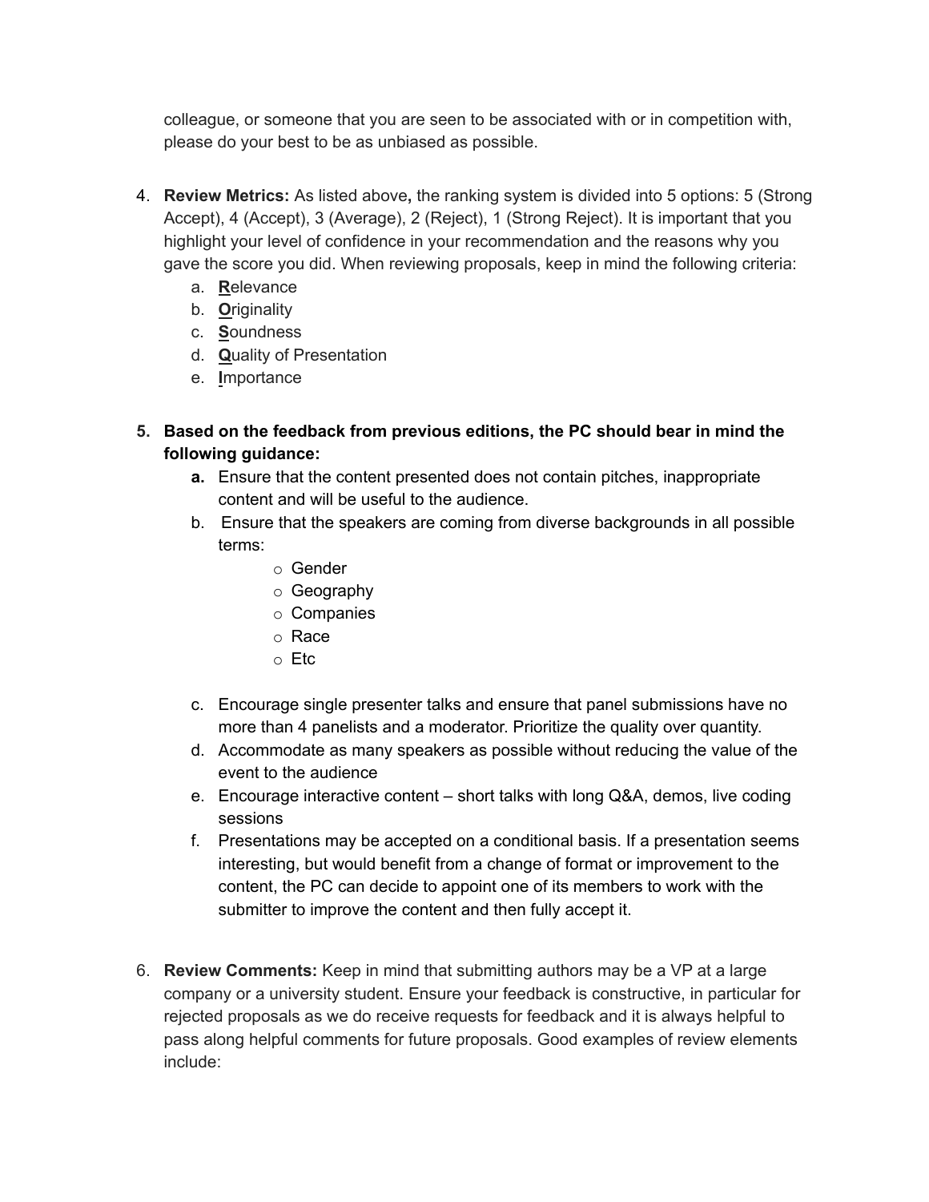colleague, or someone that you are seen to be associated with or in competition with, please do your best to be as unbiased as possible.

4. **Review Metrics:** As listed above**,** the ranking system is divided into 5 options: 5 (Strong Accept), 4 (Accept), 3 (Average), 2 (Reject), 1 (Strong Reject). It is important that you highlight your level of confidence in your recommendation and the reasons why you gave the score you did. When reviewing proposals, keep in mind the following criteria:
   a. **R**elevance
   b. **O**riginality
   c. **S**oundness
   d. **Q**uality of Presentation
   e. **I**mportance

5. **Based on the feedback from previous editions, the PC should bear in mind the following guidance:**
   **a.** Ensure that the content presented does not contain pitches, inappropriate content and will be useful to the audience.
   b. Ensure that the speakers are coming from diverse backgrounds in all possible terms:
      - Gender
      - Geography
      - Companies
      - Race
      - Etc

   c. Encourage single presenter talks and ensure that panel submissions have no more than 4 panelists and a moderator. Prioritize the quality over quantity.
   d. Accommodate as many speakers as possible without reducing the value of the event to the audience
   e. Encourage interactive content – short talks with long Q&A, demos, live coding sessions
   f. Presentations may be accepted on a conditional basis. If a presentation seems interesting, but would benefit from a change of format or improvement to the content, the PC can decide to appoint one of its members to work with the submitter to improve the content and then fully accept it.

6. **Review Comments:** Keep in mind that submitting authors may be a VP at a large company or a university student. Ensure your feedback is constructive, in particular for rejected proposals as we do receive requests for feedback and it is always helpful to pass along helpful comments for future proposals. Good examples of review elements include: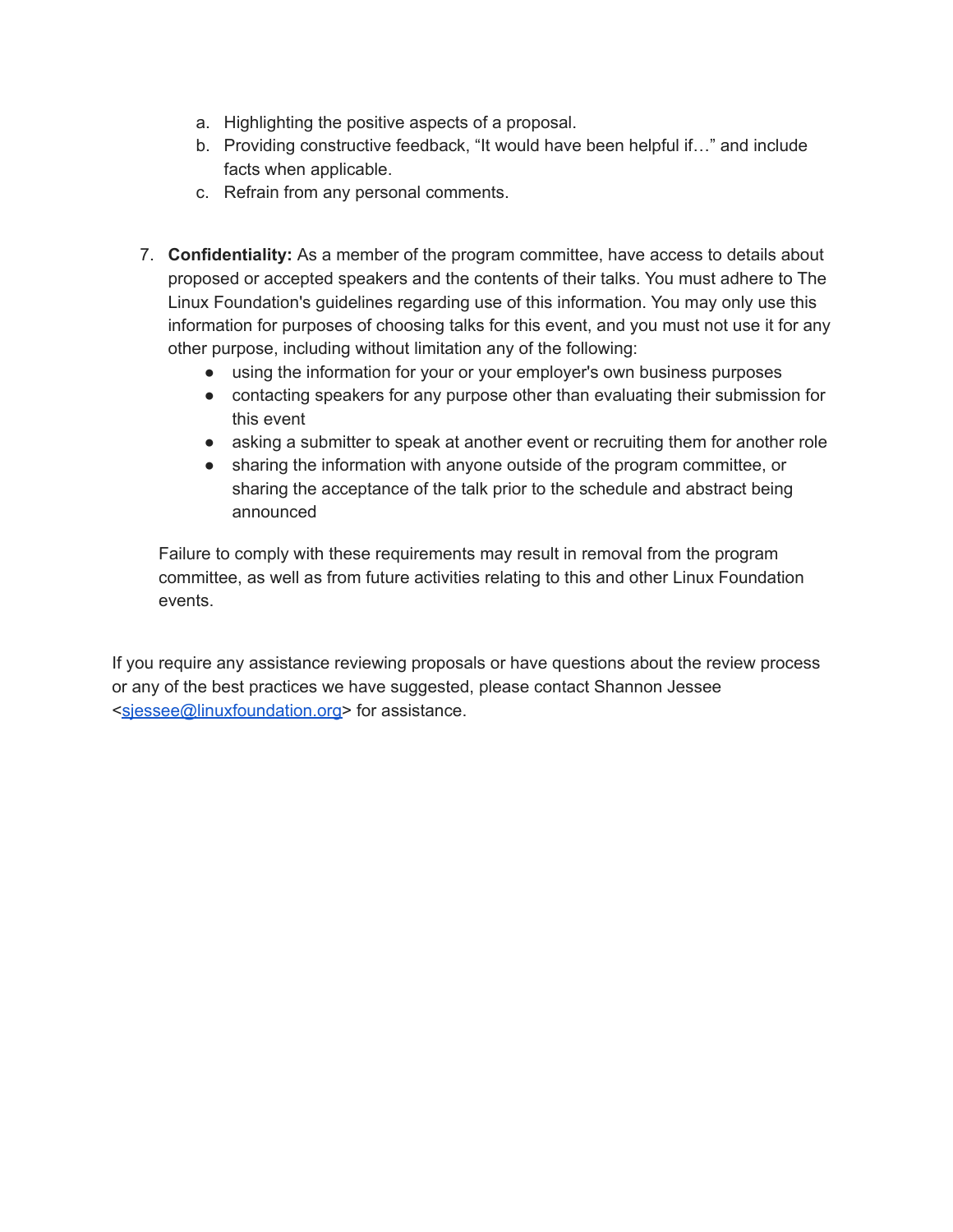a. Highlighting the positive aspects of a proposal.
   b. Providing constructive feedback, “It would have been helpful if…” and include facts when applicable.
   c. Refrain from any personal comments.

7. **Confidentiality:** As a member of the program committee, have access to details about proposed or accepted speakers and the contents of their talks. You must adhere to The Linux Foundation's guidelines regarding use of this information. You may only use this information for purposes of choosing talks for this event, and you must not use it for any other purpose, including without limitation any of the following:
   - using the information for your or your employer's own business purposes
   - contacting speakers for any purpose other than evaluating their submission for this event
   - asking a submitter to speak at another event or recruiting them for another role
   - sharing the information with anyone outside of the program committee, or sharing the acceptance of the talk prior to the schedule and abstract being announced

   Failure to comply with these requirements may result in removal from the program committee, as well as from future activities relating to this and other Linux Foundation events.

If you require any assistance reviewing proposals or have questions about the review process or any of the best practices we have suggested, please contact Shannon Jessee <sjessee@linuxfoundation.org> for assistance.